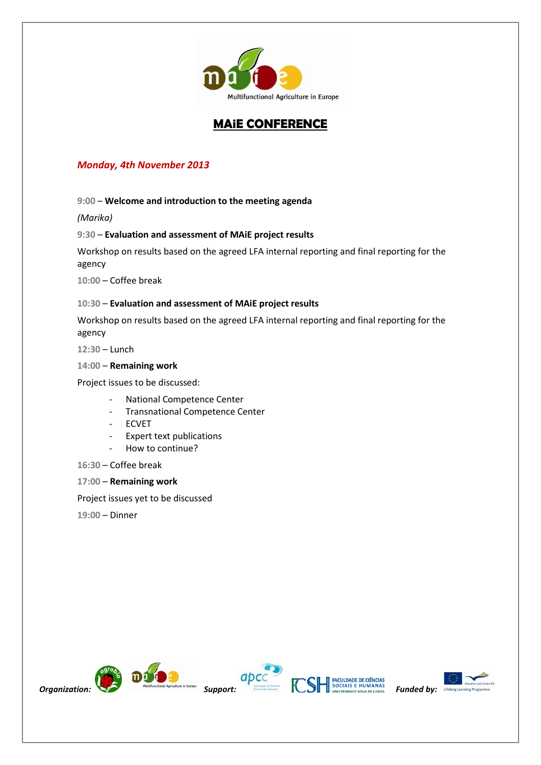# MAiE CONFERENCE

*Monday, 4th November 2013*

9:00 – **Welcome and introduction to the meeting agenda**

*(Marika)*

9:30 – **Evaluation and assessment of MAiE project results**

Workshop on results based on the agreed LFA internal reporting and final reporting for the agency

10:00 – Coffee break

10:30 – **Evaluation and assessment of MAiE project results**

Workshop on results based on the agreed LFA internal reporting and final reporting for the agency

12:30 – Lunch

14:00 – **Remaining work**

Project issues to be discussed:

- National Competence Center
- Transnational Competence Center
- ECVET
- Expert text publications
- How to continue?

16:30 – Coffee break

17:00 – **Remaining work**

Project issues yet to be discussed

19:00 – Dinner

*Organization:* *Support:* *Funded by:*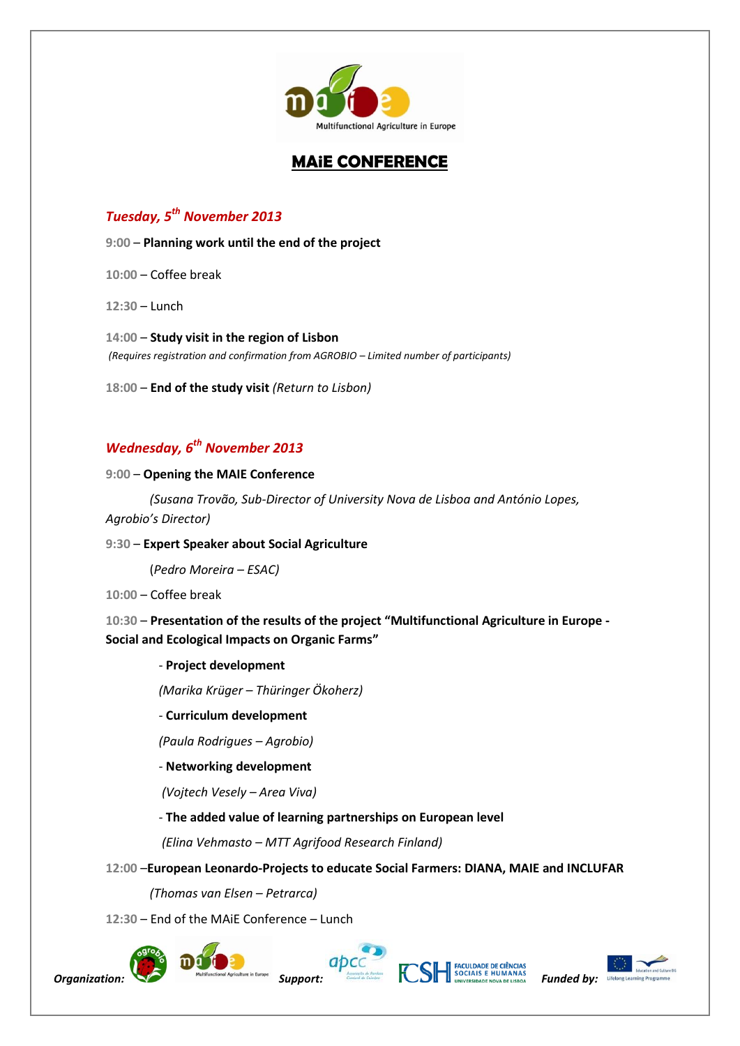Multifunctional Agriculture in Europe

# MAiE CONFERENCE

## *Tuesday, 5th November 2013*

9:00 – **Planning work until the end of the project**

10:00 – Coffee break

12:30 – Lunch

14:00 – **Study visit in the region of Lisbon**
*(Requires registration and confirmation from AGROBIO – Limited number of participants)*

18:00 – **End of the study visit** *(Return to Lisbon)*

## *Wednesday, 6th November 2013*

9:00 – **Opening the MAIE Conference**

*(Susana Trovão, Sub-Director of University Nova de Lisboa and António Lopes, Agrobio's Director)*

9:30 – **Expert Speaker about Social Agriculture**

(*Pedro Moreira – ESAC)*

10:00 – Coffee break

10:30 – **Presentation of the results of the project "Multifunctional Agriculture in Europe - Social and Ecological Impacts on Organic Farms"**

- **Project development**

  *(Marika Krüger – Thüringer Ökoherz)*

- **Curriculum development**

  *(Paula Rodrigues – Agrobio)*

- **Networking development**

  *(Vojtech Vesely – Area Viva)*

- **The added value of learning partnerships on European level**

  *(Elina Vehmasto – MTT Agrifood Research Finland)*

12:00 –**European Leonardo-Projects to educate Social Farmers: DIANA, MAIE and INCLUFAR**

*(Thomas van Elsen – Petrarca)*

12:30 – End of the MAiE Conference – Lunch

***Organization:*** agrobio, Multifunctional Agriculture in Europe ***Support:*** apcc, FCSH Faculdade de Ciências Sociais e Humanas Universidade Nova de Lisboa ***Funded by:*** Education and Culture DG, Lifelong Learning Programme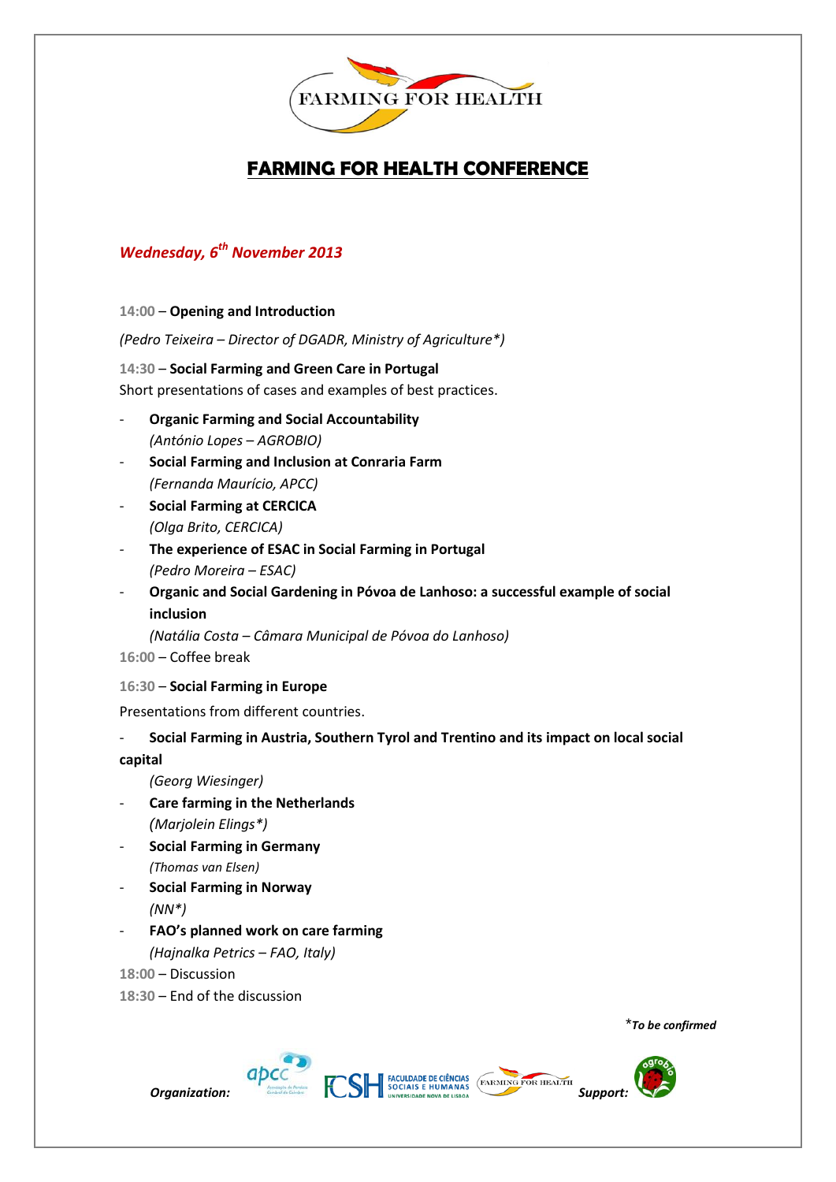# FARMING FOR HEALTH CONFERENCE

***Wednesday, 6th November 2013***

14:00 – **Opening and Introduction**

*(Pedro Teixeira – Director of DGADR, Ministry of Agriculture*)*

14:30 – **Social Farming and Green Care in Portugal**
Short presentations of cases and examples of best practices.

- **Organic Farming and Social Accountability**
  *(António Lopes – AGROBIO)*
- **Social Farming and Inclusion at Conraria Farm**
  *(Fernanda Maurício, APCC)*
- **Social Farming at CERCICA**
  *(Olga Brito, CERCICA)*
- **The experience of ESAC in Social Farming in Portugal**
  *(Pedro Moreira – ESAC)*
- **Organic and Social Gardening in Póvoa de Lanhoso: a successful example of social inclusion**
  *(Natália Costa – Câmara Municipal de Póvoa do Lanhoso)*

16:00 – Coffee break

16:30 – **Social Farming in Europe**

Presentations from different countries.

- **Social Farming in Austria, Southern Tyrol and Trentino and its impact on local social capital**
  *(Georg Wiesinger)*
- **Care farming in the Netherlands**
  *(Marjolein Elings*)*
- **Social Farming in Germany**
  *(Thomas van Elsen)*
- **Social Farming in Norway**
  *(NN*)*
- **FAO's planned work on care farming**
  *(Hajnalka Petrics – FAO, Italy)*

18:00 – Discussion

18:30 – End of the discussion

****To be confirmed***

***Organization:*** ***Support:***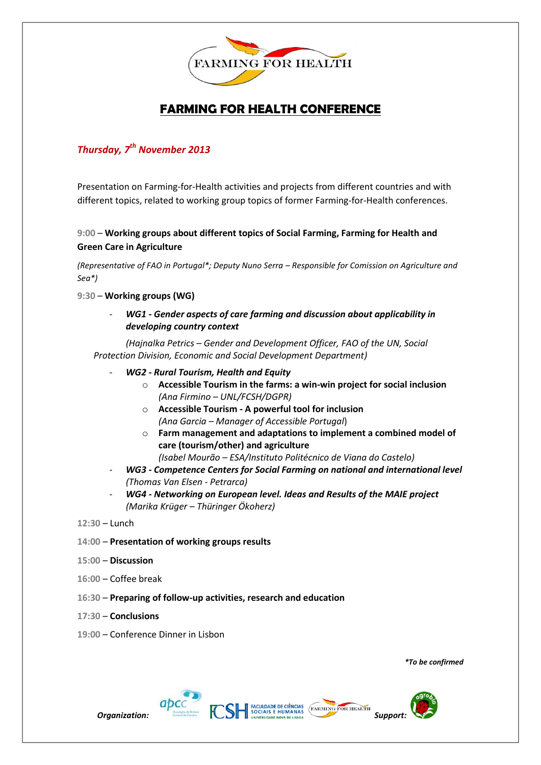# FARMING FOR HEALTH CONFERENCE

## *Thursday, 7th November 2013*

Presentation on Farming-for-Health activities and projects from different countries and with different topics, related to working group topics of former Farming-for-Health conferences.

9:00 – **Working groups about different topics of Social Farming, Farming for Health and Green Care in Agriculture**

*(Representative of FAO in Portugal*; Deputy Nuno Serra – Responsible for Comission on Agriculture and Sea*)*

9:30 – **Working groups (WG)**

- ***WG1 - Gender aspects of care farming and discussion about applicability in developing country context***

  *(Hajnalka Petrics – Gender and Development Officer, FAO of the UN, Social Protection Division, Economic and Social Development Department)*

- ***WG2 - Rural Tourism, Health and Equity***
  - **Accessible Tourism in the farms: a win-win project for social inclusion** *(Ana Firmino – UNL/FCSH/DGPR)*
  - **Accessible Tourism - A powerful tool for inclusion** *(Ana Garcia – Manager of Accessible Portugal)*
  - **Farm management and adaptations to implement a combined model of care (tourism/other) and agriculture** *(Isabel Mourão – ESA/Instituto Politécnico de Viana do Castelo)*
- ***WG3 - Competence Centers for Social Farming on national and international level*** *(Thomas Van Elsen - Petrarca)*
- ***WG4 - Networking on European level. Ideas and Results of the MAIE project*** *(Marika Krüger – Thüringer Ökoherz)*

12:30 – Lunch

14:00 – **Presentation of working groups results**

15:00 – **Discussion**

16:00 – Coffee break

16:30 – **Preparing of follow-up activities, research and education**

17:30 – **Conclusions**

19:00 – Conference Dinner in Lisbon

****To be confirmed***

***Organization:*** apcc – FCSH Faculdade de Ciências Sociais e Humanas, Universidade Nova de Lisboa – Farming for Health ***Support:*** agrobio